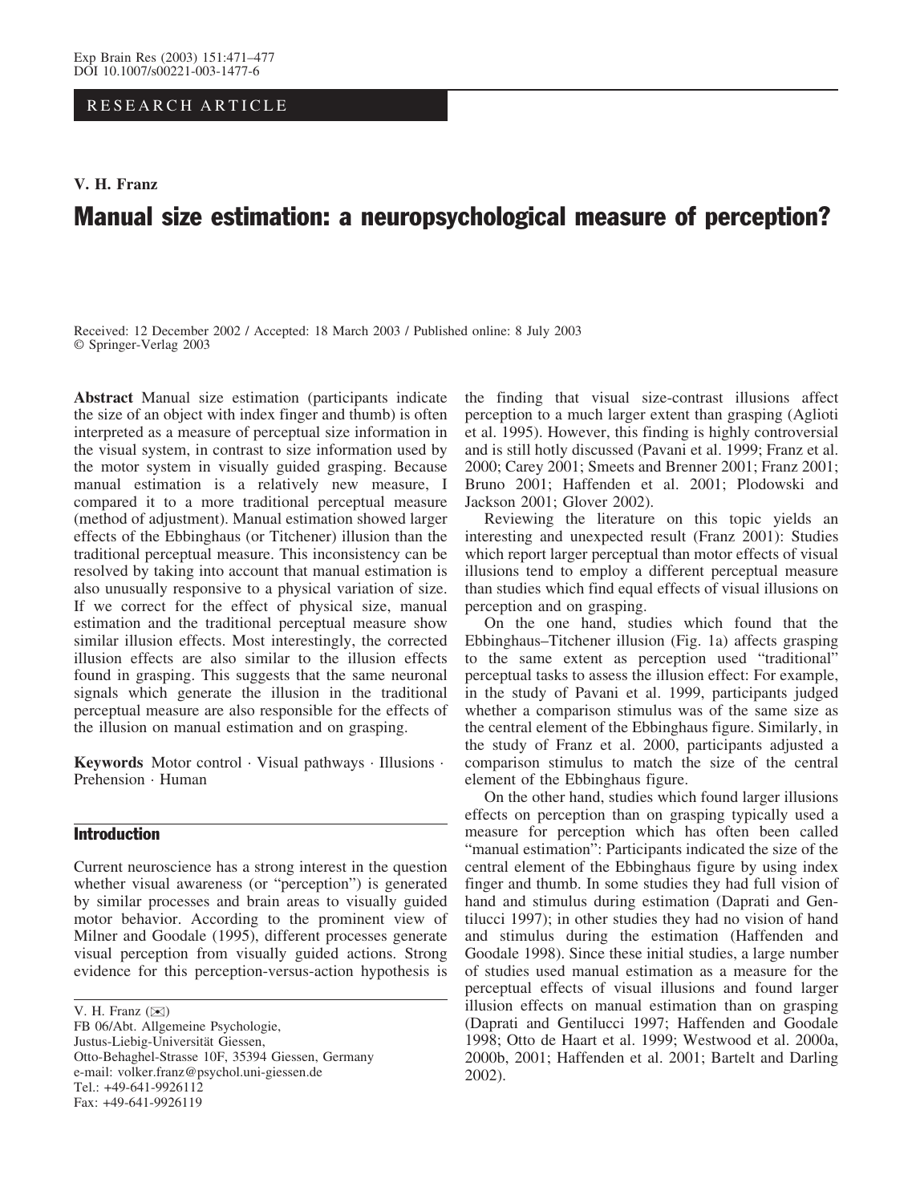RESEARCH ARTICLE

**V. H. Franz**

# Manual size estimation: a neuropsychological measure of perception?

Received: 12 December 2002 / Accepted: 18 March 2003 / Published online: 8 July 2003
© Springer-Verlag 2003

**Abstract** Manual size estimation (participants indicate the size of an object with index finger and thumb) is often interpreted as a measure of perceptual size information in the visual system, in contrast to size information used by the motor system in visually guided grasping. Because manual estimation is a relatively new measure, I compared it to a more traditional perceptual measure (method of adjustment). Manual estimation showed larger effects of the Ebbinghaus (or Titchener) illusion than the traditional perceptual measure. This inconsistency can be resolved by taking into account that manual estimation is also unusually responsive to a physical variation of size. If we correct for the effect of physical size, manual estimation and the traditional perceptual measure show similar illusion effects. Most interestingly, the corrected illusion effects are also similar to the illusion effects found in grasping. This suggests that the same neuronal signals which generate the illusion in the traditional perceptual measure are also responsible for the effects of the illusion on manual estimation and on grasping.

**Keywords** Motor control · Visual pathways · Illusions · Prehension · Human

V. H. Franz (✉)
FB 06/Abt. Allgemeine Psychologie,
Justus-Liebig-Universität Giessen,
Otto-Behaghel-Strasse 10F, 35394 Giessen, Germany
e-mail: volker.franz@psychol.uni-giessen.de
Tel.: +49-641-9926112
Fax: +49-641-9926119

## Introduction

Current neuroscience has a strong interest in the question whether visual awareness (or "perception") is generated by similar processes and brain areas to visually guided motor behavior. According to the prominent view of Milner and Goodale (1995), different processes generate visual perception from visually guided actions. Strong evidence for this perception-versus-action hypothesis is the finding that visual size-contrast illusions affect perception to a much larger extent than grasping (Aglioti et al. 1995). However, this finding is highly controversial and is still hotly discussed (Pavani et al. 1999; Franz et al. 2000; Carey 2001; Smeets and Brenner 2001; Franz 2001; Bruno 2001; Haffenden et al. 2001; Plodowski and Jackson 2001; Glover 2002).

Reviewing the literature on this topic yields an interesting and unexpected result (Franz 2001): Studies which report larger perceptual than motor effects of visual illusions tend to employ a different perceptual measure than studies which find equal effects of visual illusions on perception and on grasping.

On the one hand, studies which found that the Ebbinghaus–Titchener illusion (Fig. 1a) affects grasping to the same extent as perception used "traditional" perceptual tasks to assess the illusion effect: For example, in the study of Pavani et al. 1999, participants judged whether a comparison stimulus was of the same size as the central element of the Ebbinghaus figure. Similarly, in the study of Franz et al. 2000, participants adjusted a comparison stimulus to match the size of the central element of the Ebbinghaus figure.

On the other hand, studies which found larger illusions effects on perception than on grasping typically used a measure for perception which has often been called "manual estimation": Participants indicated the size of the central element of the Ebbinghaus figure by using index finger and thumb. In some studies they had full vision of hand and stimulus during estimation (Daprati and Gentilucci 1997); in other studies they had no vision of hand and stimulus during the estimation (Haffenden and Goodale 1998). Since these initial studies, a large number of studies used manual estimation as a measure for the perceptual effects of visual illusions and found larger illusion effects on manual estimation than on grasping (Daprati and Gentilucci 1997; Haffenden and Goodale 1998; Otto de Haart et al. 1999; Westwood et al. 2000a, 2000b, 2001; Haffenden et al. 2001; Bartelt and Darling 2002).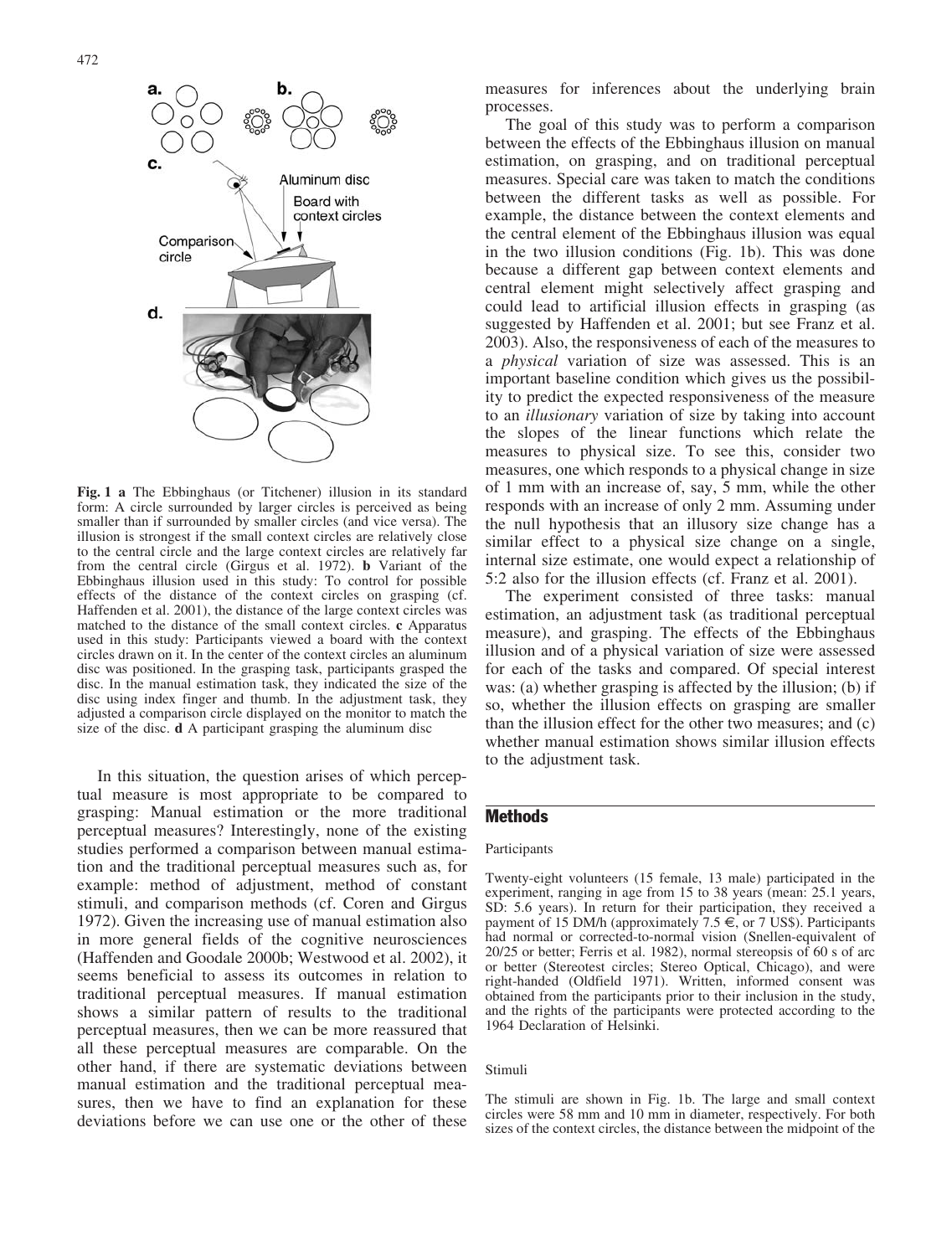**Fig. 1 a** The Ebbinghaus (or Titchener) illusion in its standard form: A circle surrounded by larger circles is perceived as being smaller than if surrounded by smaller circles (and vice versa). The illusion is strongest if the small context circles are relatively close to the central circle and the large context circles are relatively far from the central circle (Girgus et al. 1972). **b** Variant of the Ebbinghaus illusion used in this study: To control for possible effects of the distance of the context circles on grasping (cf. Haffenden et al. 2001), the distance of the large context circles was matched to the distance of the small context circles. **c** Apparatus used in this study: Participants viewed a board with the context circles drawn on it. In the center of the context circles an aluminum disc was positioned. In the grasping task, participants grasped the disc. In the manual estimation task, they indicated the size of the disc using index finger and thumb. In the adjustment task, they adjusted a comparison circle displayed on the monitor to match the size of the disc. **d** A participant grasping the aluminum disc

In this situation, the question arises of which perceptual measure is most appropriate to be compared to grasping: Manual estimation or the more traditional perceptual measures? Interestingly, none of the existing studies performed a comparison between manual estimation and the traditional perceptual measures such as, for example: method of adjustment, method of constant stimuli, and comparison methods (cf. Coren and Girgus 1972). Given the increasing use of manual estimation also in more general fields of the cognitive neurosciences (Haffenden and Goodale 2000b; Westwood et al. 2002), it seems beneficial to assess its outcomes in relation to traditional perceptual measures. If manual estimation shows a similar pattern of results to the traditional perceptual measures, then we can be more reassured that all these perceptual measures are comparable. On the other hand, if there are systematic deviations between manual estimation and the traditional perceptual measures, then we have to find an explanation for these deviations before we can use one or the other of these measures for inferences about the underlying brain processes.

The goal of this study was to perform a comparison between the effects of the Ebbinghaus illusion on manual estimation, on grasping, and on traditional perceptual measures. Special care was taken to match the conditions between the different tasks as well as possible. For example, the distance between the context elements and the central element of the Ebbinghaus illusion was equal in the two illusion conditions (Fig. 1b). This was done because a different gap between context elements and central element might selectively affect grasping and could lead to artificial illusion effects in grasping (as suggested by Haffenden et al. 2001; but see Franz et al. 2003). Also, the responsiveness of each of the measures to a *physical* variation of size was assessed. This is an important baseline condition which gives us the possibility to predict the expected responsiveness of the measure to an *illusionary* variation of size by taking into account the slopes of the linear functions which relate the measures to physical size. To see this, consider two measures, one which responds to a physical change in size of 1 mm with an increase of, say, 5 mm, while the other responds with an increase of only 2 mm. Assuming under the null hypothesis that an illusory size change has a similar effect to a physical size change on a single, internal size estimate, one would expect a relationship of 5:2 also for the illusion effects (cf. Franz et al. 2001).

The experiment consisted of three tasks: manual estimation, an adjustment task (as traditional perceptual measure), and grasping. The effects of the Ebbinghaus illusion and of a physical variation of size were assessed for each of the tasks and compared. Of special interest was: (a) whether grasping is affected by the illusion; (b) if so, whether the illusion effects on grasping are smaller than the illusion effect for the other two measures; and (c) whether manual estimation shows similar illusion effects to the adjustment task.

## Methods

### Participants

Twenty-eight volunteers (15 female, 13 male) participated in the experiment, ranging in age from 15 to 38 years (mean: 25.1 years, SD: 5.6 years). In return for their participation, they received a payment of 15 DM/h (approximately 7.5 €, or 7 US$). Participants had normal or corrected-to-normal vision (Snellen-equivalent of 20/25 or better; Ferris et al. 1982), normal stereopsis of 60 s of arc or better (Stereotest circles; Stereo Optical, Chicago), and were right-handed (Oldfield 1971). Written, informed consent was obtained from the participants prior to their inclusion in the study, and the rights of the participants were protected according to the 1964 Declaration of Helsinki.

### Stimuli

The stimuli are shown in Fig. 1b. The large and small context circles were 58 mm and 10 mm in diameter, respectively. For both sizes of the context circles, the distance between the midpoint of the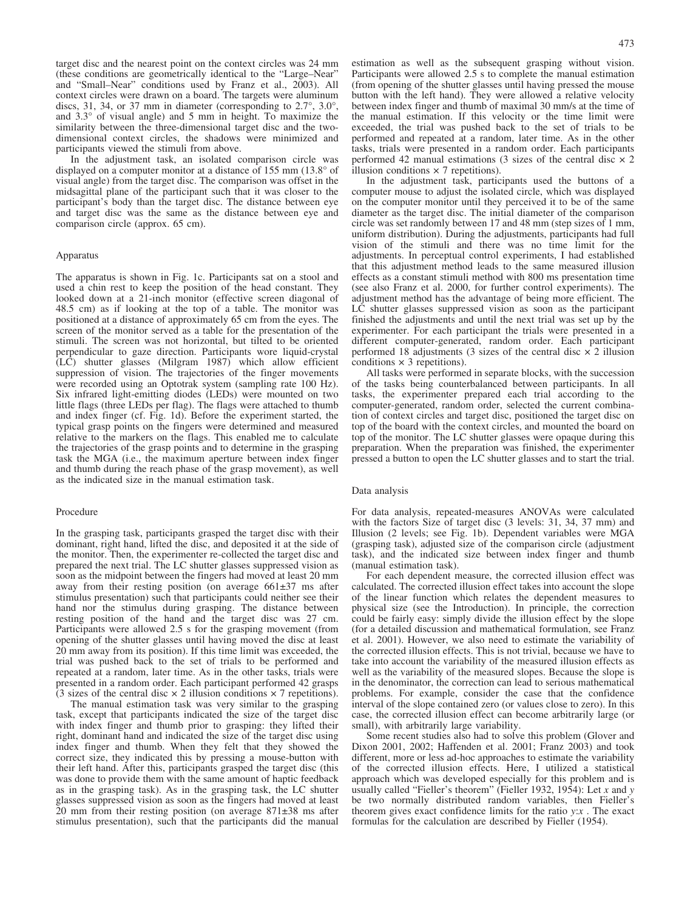target disc and the nearest point on the context circles was 24 mm (these conditions are geometrically identical to the "Large–Near" and "Small–Near" conditions used by Franz et al., 2003). All context circles were drawn on a board. The targets were aluminum discs, 31, 34, or 37 mm in diameter (corresponding to 2.7°, 3.0°, and 3.3° of visual angle) and 5 mm in height. To maximize the similarity between the three-dimensional target disc and the two-dimensional context circles, the shadows were minimized and participants viewed the stimuli from above.

In the adjustment task, an isolated comparison circle was displayed on a computer monitor at a distance of 155 mm (13.8° of visual angle) from the target disc. The comparison was offset in the midsagittal plane of the participant such that it was closer to the participant's body than the target disc. The distance between eye and target disc was the same as the distance between eye and comparison circle (approx. 65 cm).

### Apparatus

The apparatus is shown in Fig. 1c. Participants sat on a stool and used a chin rest to keep the position of the head constant. They looked down at a 21-inch monitor (effective screen diagonal of 48.5 cm) as if looking at the top of a table. The monitor was positioned at a distance of approximately 65 cm from the eyes. The screen of the monitor served as a table for the presentation of the stimuli. The screen was not horizontal, but tilted to be oriented perpendicular to gaze direction. Participants wore liquid-crystal (LC) shutter glasses (Milgram 1987) which allow efficient suppression of vision. The trajectories of the finger movements were recorded using an Optotrak system (sampling rate 100 Hz). Six infrared light-emitting diodes (LEDs) were mounted on two little flags (three LEDs per flag). The flags were attached to thumb and index finger (cf. Fig. 1d). Before the experiment started, the typical grasp points on the fingers were determined and measured relative to the markers on the flags. This enabled me to calculate the trajectories of the grasp points and to determine in the grasping task the MGA (i.e., the maximum aperture between index finger and thumb during the reach phase of the grasp movement), as well as the indicated size in the manual estimation task.

### Procedure

In the grasping task, participants grasped the target disc with their dominant, right hand, lifted the disc, and deposited it at the side of the monitor. Then, the experimenter re-collected the target disc and prepared the next trial. The LC shutter glasses suppressed vision as soon as the midpoint between the fingers had moved at least 20 mm away from their resting position (on average 661±37 ms after stimulus presentation) such that participants could neither see their hand nor the stimulus during grasping. The distance between resting position of the hand and the target disc was 27 cm. Participants were allowed 2.5 s for the grasping movement (from opening of the shutter glasses until having moved the disc at least 20 mm away from its position). If this time limit was exceeded, the trial was pushed back to the set of trials to be performed and repeated at a random, later time. As in the other tasks, trials were presented in a random order. Each participant performed 42 grasps (3 sizes of the central disc × 2 illusion conditions × 7 repetitions).

The manual estimation task was very similar to the grasping task, except that participants indicated the size of the target disc with index finger and thumb prior to grasping: they lifted their right, dominant hand and indicated the size of the target disc using index finger and thumb. When they felt that they showed the correct size, they indicated this by pressing a mouse-button with their left hand. After this, participants grasped the target disc (this was done to provide them with the same amount of haptic feedback as in the grasping task). As in the grasping task, the LC shutter glasses suppressed vision as soon as the fingers had moved at least 20 mm from their resting position (on average 871±38 ms after stimulus presentation), such that the participants did the manual estimation as well as the subsequent grasping without vision. Participants were allowed 2.5 s to complete the manual estimation (from opening of the shutter glasses until having pressed the mouse button with the left hand). They were allowed a relative velocity between index finger and thumb of maximal 30 mm/s at the time of the manual estimation. If this velocity or the time limit were exceeded, the trial was pushed back to the set of trials to be performed and repeated at a random, later time. As in the other tasks, trials were presented in a random order. Each participants performed 42 manual estimations (3 sizes of the central disc × 2 illusion conditions × 7 repetitions).

In the adjustment task, participants used the buttons of a computer mouse to adjust the isolated circle, which was displayed on the computer monitor until they perceived it to be of the same diameter as the target disc. The initial diameter of the comparison circle was set randomly between 17 and 48 mm (step sizes of 1 mm, uniform distribution). During the adjustments, participants had full vision of the stimuli and there was no time limit for the adjustments. In perceptual control experiments, I had established that this adjustment method leads to the same measured illusion effects as a constant stimuli method with 800 ms presentation time (see also Franz et al. 2000, for further control experiments). The adjustment method has the advantage of being more efficient. The LC shutter glasses suppressed vision as soon as the participant finished the adjustments and until the next trial was set up by the experimenter. For each participant the trials were presented in a different computer-generated, random order. Each participant performed 18 adjustments (3 sizes of the central disc × 2 illusion conditions × 3 repetitions).

All tasks were performed in separate blocks, with the succession of the tasks being counterbalanced between participants. In all tasks, the experimenter prepared each trial according to the computer-generated, random order, selected the current combination of context circles and target disc, positioned the target disc on top of the board with the context circles, and mounted the board on top of the monitor. The LC shutter glasses were opaque during this preparation. When the preparation was finished, the experimenter pressed a button to open the LC shutter glasses and to start the trial.

### Data analysis

For data analysis, repeated-measures ANOVAs were calculated with the factors Size of target disc (3 levels: 31, 34, 37 mm) and Illusion (2 levels; see Fig. 1b). Dependent variables were MGA (grasping task), adjusted size of the comparison circle (adjustment task), and the indicated size between index finger and thumb (manual estimation task).

For each dependent measure, the corrected illusion effect was calculated. The corrected illusion effect takes into account the slope of the linear function which relates the dependent measures to physical size (see the Introduction). In principle, the correction could be fairly easy: simply divide the illusion effect by the slope (for a detailed discussion and mathematical formulation, see Franz et al. 2001). However, we also need to estimate the variability of the corrected illusion effects. This is not trivial, because we have to take into account the variability of the measured illusion effects as well as the variability of the measured slopes. Because the slope is in the denominator, the correction can lead to serious mathematical problems. For example, consider the case that the confidence interval of the slope contained zero (or values close to zero). In this case, the corrected illusion effect can become arbitrarily large (or small), with arbitrarily large variability.

Some recent studies also had to solve this problem (Glover and Dixon 2001, 2002; Haffenden et al. 2001; Franz 2003) and took different, more or less ad-hoc approaches to estimate the variability of the corrected illusion effects. Here, I utilized a statistical approach which was developed especially for this problem and is usually called "Fieller's theorem" (Fieller 1932, 1954): Let $x$ and $y$ be two normally distributed random variables, then Fieller's theorem gives exact confidence limits for the ratio $y{:}x$ . The exact formulas for the calculation are described by Fieller (1954).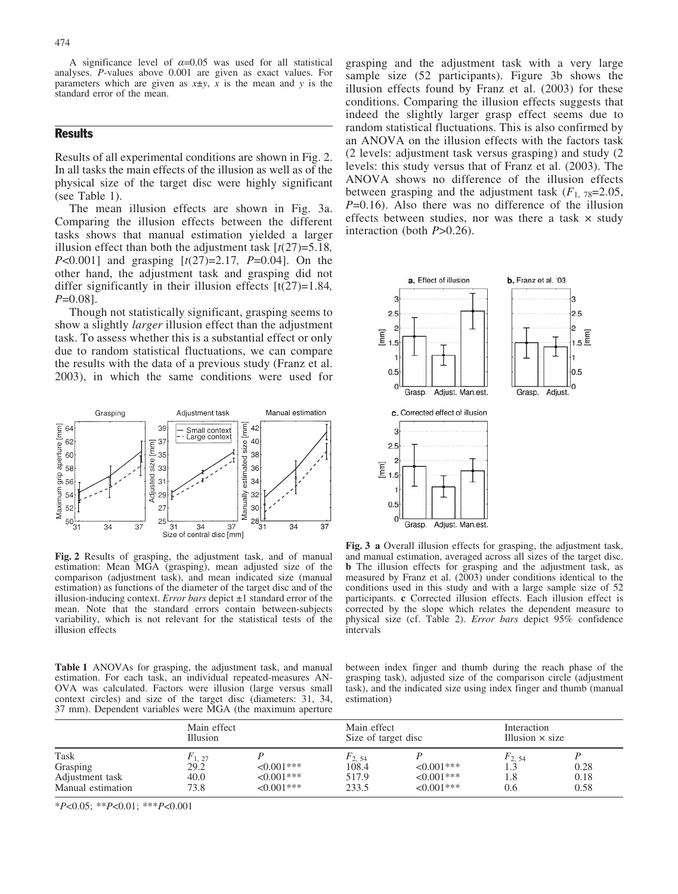A significance level of $\alpha$=0.05 was used for all statistical analyses. *P*-values above 0.001 are given as exact values. For parameters which are given as $x \pm y$, $x$ is the mean and $y$ is the standard error of the mean.

## Results

Results of all experimental conditions are shown in Fig. 2. In all tasks the main effects of the illusion as well as of the physical size of the target disc were highly significant (see Table 1).

The mean illusion effects are shown in Fig. 3a. Comparing the illusion effects between the different tasks shows that manual estimation yielded a larger illusion effect than both the adjustment task [$t(27)$=5.18, $P$<0.001] and grasping [$t(27)$=2.17, $P$=0.04]. On the other hand, the adjustment task and grasping did not differ significantly in their illusion effects [$t(27)$=1.84, $P$=0.08].

Though not statistically significant, grasping seems to show a slightly *larger* illusion effect than the adjustment task. To assess whether this is a substantial effect or only due to random statistical fluctuations, we can compare the results with the data of a previous study (Franz et al. 2003), in which the same conditions were used for grasping and the adjustment task with a very large sample size (52 participants). Figure 3b shows the illusion effects found by Franz et al. (2003) for these conditions. Comparing the illusion effects suggests that indeed the slightly larger grasp effect seems due to random statistical fluctuations. This is also confirmed by an ANOVA on the illusion effects with the factors task (2 levels: adjustment task versus grasping) and study (2 levels: this study versus that of Franz et al. (2003). The ANOVA shows no difference of the illusion effects between grasping and the adjustment task ($F_{1,\,78}$=2.05, $P$=0.16). Also there was no difference of the illusion effects between studies, nor was there a task × study interaction (both $P$>0.26).

**Fig. 2** Results of grasping, the adjustment task, and of manual estimation: Mean MGA (grasping), mean adjusted size of the comparison (adjustment task), and mean indicated size (manual estimation) as functions of the diameter of the target disc and of the illusion-inducing context. *Error bars* depict ±1 standard error of the mean. Note that the standard errors contain between-subjects variability, which is not relevant for the statistical tests of the illusion effects

**Fig. 3** **a** Overall illusion effects for grasping, the adjustment task, and manual estimation, averaged across all sizes of the target disc. **b** The illusion effects for grasping and the adjustment task, as measured by Franz et al. (2003) under conditions identical to the conditions used in this study and with a large sample size of 52 participants. **c** Corrected illusion effects. Each illusion effect is corrected by the slope which relates the dependent measure to physical size (cf. Table 2). *Error bars* depict 95% confidence intervals

**Table 1** ANOVAs for grasping, the adjustment task, and manual estimation. For each task, an individual repeated-measures ANOVA was calculated. Factors were illusion (large versus small context circles) and size of the target disc (diameters: 31, 34, 37 mm). Dependent variables were MGA (the maximum aperture between index finger and thumb during the reach phase of the grasping task), adjusted size of the comparison circle (adjustment task), and the indicated size using index finger and thumb (manual estimation)

| | Main effect Illusion | | Main effect Size of target disc | | Interaction Illusion × size | |
|---|---|---|---|---|---|---|
| Task | $F_{1,\,27}$ | $P$ | $F_{2,\,54}$ | $P$ | $F_{2,\,54}$ | $P$ |
| Grasping | 29.2 | <0.001*** | 108.4 | <0.001*** | 1.3 | 0.28 |
| Adjustment task | 40.0 | <0.001*** | 517.9 | <0.001*** | 1.8 | 0.18 |
| Manual estimation | 73.8 | <0.001*** | 233.5 | <0.001*** | 0.6 | 0.58 |

*$P$<0.05; **$P$<0.01; ***$P$<0.001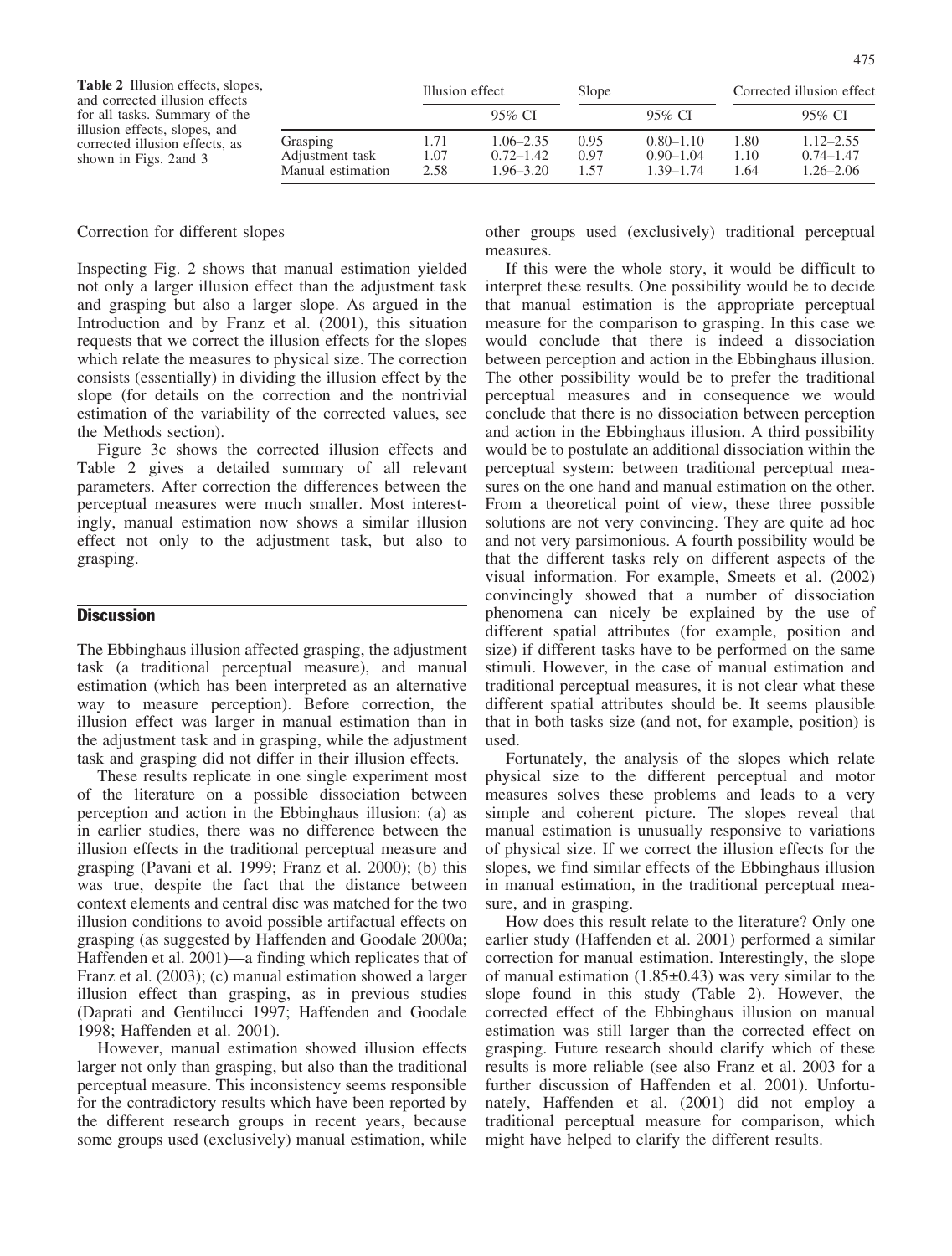**Table 2** Illusion effects, slopes, and corrected illusion effects for all tasks. Summary of the illusion effects, slopes, and corrected illusion effects, as shown in Figs. 2and 3

| | Illusion effect | | Slope | | Corrected illusion effect | |
|---|---|---|---|---|---|---|
| | | 95% CI | | 95% CI | | 95% CI |
| Grasping | 1.71 | 1.06–2.35 | 0.95 | 0.80–1.10 | 1.80 | 1.12–2.55 |
| Adjustment task | 1.07 | 0.72–1.42 | 0.97 | 0.90–1.04 | 1.10 | 0.74–1.47 |
| Manual estimation | 2.58 | 1.96–3.20 | 1.57 | 1.39–1.74 | 1.64 | 1.26–2.06 |

### Correction for different slopes

Inspecting Fig. 2 shows that manual estimation yielded not only a larger illusion effect than the adjustment task and grasping but also a larger slope. As argued in the Introduction and by Franz et al. (2001), this situation requests that we correct the illusion effects for the slopes which relate the measures to physical size. The correction consists (essentially) in dividing the illusion effect by the slope (for details on the correction and the nontrivial estimation of the variability of the corrected values, see the Methods section).

Figure 3c shows the corrected illusion effects and Table 2 gives a detailed summary of all relevant parameters. After correction the differences between the perceptual measures were much smaller. Most interestingly, manual estimation now shows a similar illusion effect not only to the adjustment task, but also to grasping.

## Discussion

The Ebbinghaus illusion affected grasping, the adjustment task (a traditional perceptual measure), and manual estimation (which has been interpreted as an alternative way to measure perception). Before correction, the illusion effect was larger in manual estimation than in the adjustment task and in grasping, while the adjustment task and grasping did not differ in their illusion effects.

These results replicate in one single experiment most of the literature on a possible dissociation between perception and action in the Ebbinghaus illusion: (a) as in earlier studies, there was no difference between the illusion effects in the traditional perceptual measure and grasping (Pavani et al. 1999; Franz et al. 2000); (b) this was true, despite the fact that the distance between context elements and central disc was matched for the two illusion conditions to avoid possible artifactual effects on grasping (as suggested by Haffenden and Goodale 2000a; Haffenden et al. 2001)—a finding which replicates that of Franz et al. (2003); (c) manual estimation showed a larger illusion effect than grasping, as in previous studies (Daprati and Gentilucci 1997; Haffenden and Goodale 1998; Haffenden et al. 2001).

However, manual estimation showed illusion effects larger not only than grasping, but also than the traditional perceptual measure. This inconsistency seems responsible for the contradictory results which have been reported by the different research groups in recent years, because some groups used (exclusively) manual estimation, while other groups used (exclusively) traditional perceptual measures.

If this were the whole story, it would be difficult to interpret these results. One possibility would be to decide that manual estimation is the appropriate perceptual measure for the comparison to grasping. In this case we would conclude that there is indeed a dissociation between perception and action in the Ebbinghaus illusion. The other possibility would be to prefer the traditional perceptual measures and in consequence we would conclude that there is no dissociation between perception and action in the Ebbinghaus illusion. A third possibility would be to postulate an additional dissociation within the perceptual system: between traditional perceptual measures on the one hand and manual estimation on the other. From a theoretical point of view, these three possible solutions are not very convincing. They are quite ad hoc and not very parsimonious. A fourth possibility would be that the different tasks rely on different aspects of the visual information. For example, Smeets et al. (2002) convincingly showed that a number of dissociation phenomena can nicely be explained by the use of different spatial attributes (for example, position and size) if different tasks have to be performed on the same stimuli. However, in the case of manual estimation and traditional perceptual measures, it is not clear what these different spatial attributes should be. It seems plausible that in both tasks size (and not, for example, position) is used.

Fortunately, the analysis of the slopes which relate physical size to the different perceptual and motor measures solves these problems and leads to a very simple and coherent picture. The slopes reveal that manual estimation is unusually responsive to variations of physical size. If we correct the illusion effects for the slopes, we find similar effects of the Ebbinghaus illusion in manual estimation, in the traditional perceptual measure, and in grasping.

How does this result relate to the literature? Only one earlier study (Haffenden et al. 2001) performed a similar correction for manual estimation. Interestingly, the slope of manual estimation (1.85±0.43) was very similar to the slope found in this study (Table 2). However, the corrected effect of the Ebbinghaus illusion on manual estimation was still larger than the corrected effect on grasping. Future research should clarify which of these results is more reliable (see also Franz et al. 2003 for a further discussion of Haffenden et al. 2001). Unfortunately, Haffenden et al. (2001) did not employ a traditional perceptual measure for comparison, which might have helped to clarify the different results.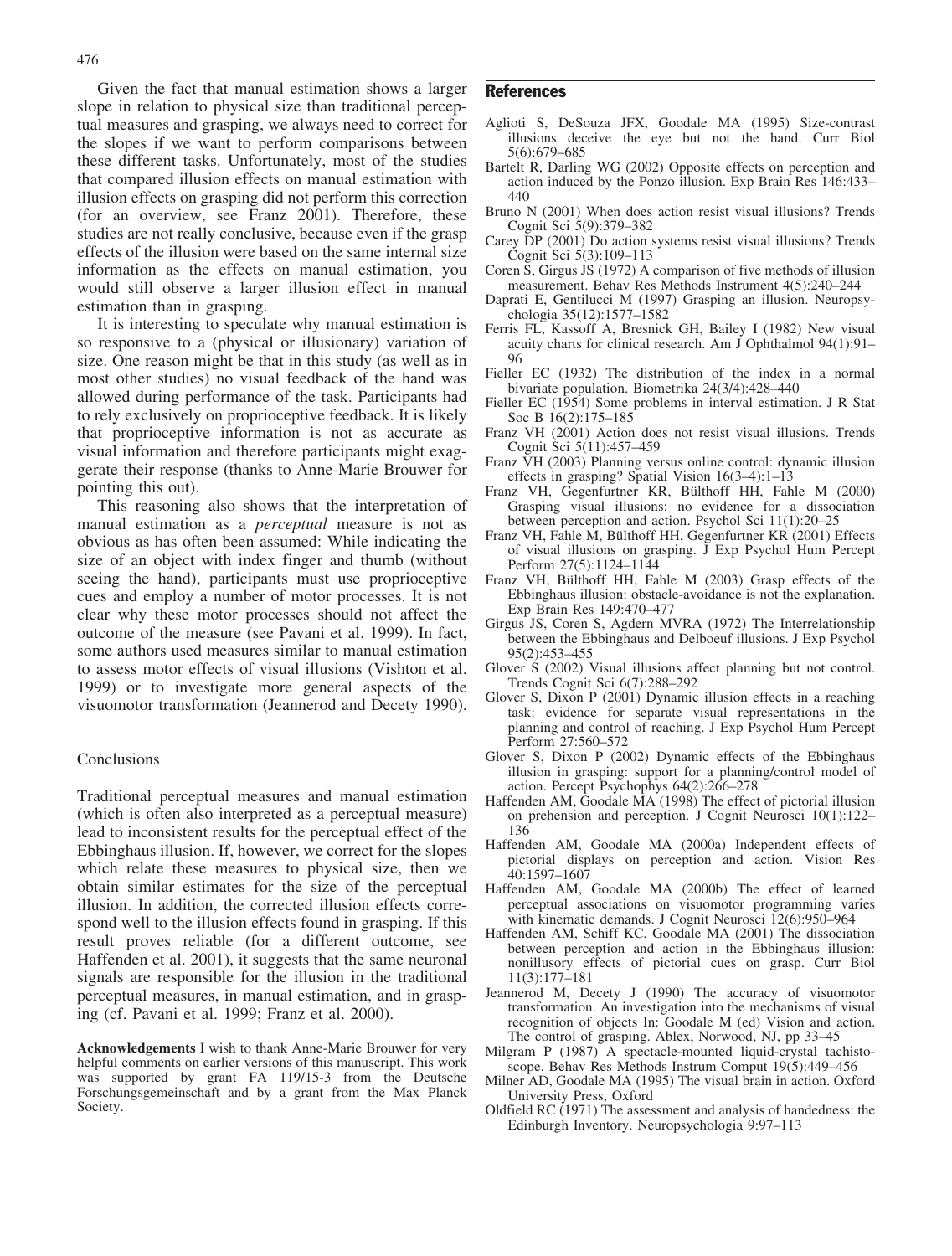Given the fact that manual estimation shows a larger slope in relation to physical size than traditional perceptual measures and grasping, we always need to correct for the slopes if we want to perform comparisons between these different tasks. Unfortunately, most of the studies that compared illusion effects on manual estimation with illusion effects on grasping did not perform this correction (for an overview, see Franz 2001). Therefore, these studies are not really conclusive, because even if the grasp effects of the illusion were based on the same internal size information as the effects on manual estimation, you would still observe a larger illusion effect in manual estimation than in grasping.

It is interesting to speculate why manual estimation is so responsive to a (physical or illusionary) variation of size. One reason might be that in this study (as well as in most other studies) no visual feedback of the hand was allowed during performance of the task. Participants had to rely exclusively on proprioceptive feedback. It is likely that proprioceptive information is not as accurate as visual information and therefore participants might exaggerate their response (thanks to Anne-Marie Brouwer for pointing this out).

This reasoning also shows that the interpretation of manual estimation as a *perceptual* measure is not as obvious as has often been assumed: While indicating the size of an object with index finger and thumb (without seeing the hand), participants must use proprioceptive cues and employ a number of motor processes. It is not clear why these motor processes should not affect the outcome of the measure (see Pavani et al. 1999). In fact, some authors used measures similar to manual estimation to assess motor effects of visual illusions (Vishton et al. 1999) or to investigate more general aspects of the visuomotor transformation (Jeannerod and Decety 1990).

## Conclusions

Traditional perceptual measures and manual estimation (which is often also interpreted as a perceptual measure) lead to inconsistent results for the perceptual effect of the Ebbinghaus illusion. If, however, we correct for the slopes which relate these measures to physical size, then we obtain similar estimates for the size of the perceptual illusion. In addition, the corrected illusion effects correspond well to the illusion effects found in grasping. If this result proves reliable (for a different outcome, see Haffenden et al. 2001), it suggests that the same neuronal signals are responsible for the illusion in the traditional perceptual measures, in manual estimation, and in grasping (cf. Pavani et al. 1999; Franz et al. 2000).

**Acknowledgements** I wish to thank Anne-Marie Brouwer for very helpful comments on earlier versions of this manuscript. This work was supported by grant FA 119/15-3 from the Deutsche Forschungsgemeinschaft and by a grant from the Max Planck Society.

## References

Aglioti S, DeSouza JFX, Goodale MA (1995) Size-contrast illusions deceive the eye but not the hand. Curr Biol 5(6):679–685

Bartelt R, Darling WG (2002) Opposite effects on perception and action induced by the Ponzo illusion. Exp Brain Res 146:433–440

Bruno N (2001) When does action resist visual illusions? Trends Cognit Sci 5(9):379–382

Carey DP (2001) Do action systems resist visual illusions? Trends Cognit Sci 5(3):109–113

Coren S, Girgus JS (1972) A comparison of five methods of illusion measurement. Behav Res Methods Instrument 4(5):240–244

Daprati E, Gentilucci M (1997) Grasping an illusion. Neuropsychologia 35(12):1577–1582

Ferris FL, Kassoff A, Bresnick GH, Bailey I (1982) New visual acuity charts for clinical research. Am J Ophthalmol 94(1):91–96

Fieller EC (1932) The distribution of the index in a normal bivariate population. Biometrika 24(3/4):428–440

Fieller EC (1954) Some problems in interval estimation. J R Stat Soc B 16(2):175–185

Franz VH (2001) Action does not resist visual illusions. Trends Cognit Sci 5(11):457–459

Franz VH (2003) Planning versus online control: dynamic illusion effects in grasping? Spatial Vision 16(3–4):1–13

Franz VH, Gegenfurtner KR, Bülthoff HH, Fahle M (2000) Grasping visual illusions: no evidence for a dissociation between perception and action. Psychol Sci 11(1):20–25

Franz VH, Fahle M, Bülthoff HH, Gegenfurtner KR (2001) Effects of visual illusions on grasping. J Exp Psychol Hum Percept Perform 27(5):1124–1144

Franz VH, Bülthoff HH, Fahle M (2003) Grasp effects of the Ebbinghaus illusion: obstacle-avoidance is not the explanation. Exp Brain Res 149:470–477

Girgus JS, Coren S, Agdern MVRA (1972) The Interrelationship between the Ebbinghaus and Delboeuf illusions. J Exp Psychol 95(2):453–455

Glover S (2002) Visual illusions affect planning but not control. Trends Cognit Sci 6(7):288–292

Glover S, Dixon P (2001) Dynamic illusion effects in a reaching task: evidence for separate visual representations in the planning and control of reaching. J Exp Psychol Hum Percept Perform 27:560–572

Glover S, Dixon P (2002) Dynamic effects of the Ebbinghaus illusion in grasping: support for a planning/control model of action. Percept Psychophys 64(2):266–278

Haffenden AM, Goodale MA (1998) The effect of pictorial illusion on prehension and perception. J Cognit Neurosci 10(1):122–136

Haffenden AM, Goodale MA (2000a) Independent effects of pictorial displays on perception and action. Vision Res 40:1597–1607

Haffenden AM, Goodale MA (2000b) The effect of learned perceptual associations on visuomotor programming varies with kinematic demands. J Cognit Neurosci 12(6):950–964

Haffenden AM, Schiff KC, Goodale MA (2001) The dissociation between perception and action in the Ebbinghaus illusion: nonillusory effects of pictorial cues on grasp. Curr Biol 11(3):177–181

Jeannerod M, Decety J (1990) The accuracy of visuomotor transformation. An investigation into the mechanisms of visual recognition of objects In: Goodale M (ed) Vision and action. The control of grasping. Ablex, Norwood, NJ, pp 33–45

Milgram P (1987) A spectacle-mounted liquid-crystal tachistoscope. Behav Res Methods Instrum Comput 19(5):449–456

Milner AD, Goodale MA (1995) The visual brain in action. Oxford University Press, Oxford

Oldfield RC (1971) The assessment and analysis of handedness: the Edinburgh Inventory. Neuropsychologia 9:97–113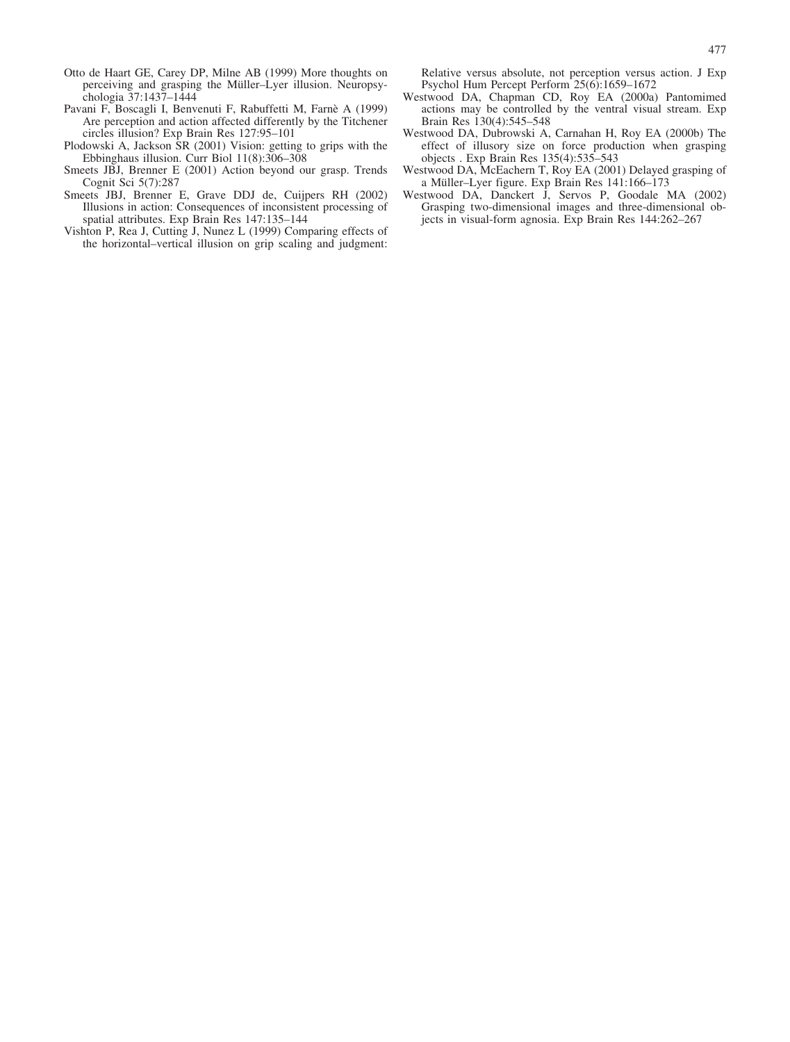Otto de Haart GE, Carey DP, Milne AB (1999) More thoughts on perceiving and grasping the Müller–Lyer illusion. Neuropsychologia 37:1437–1444

Pavani F, Boscagli I, Benvenuti F, Rabuffetti M, Farnè A (1999) Are perception and action affected differently by the Titchener circles illusion? Exp Brain Res 127:95–101

Plodowski A, Jackson SR (2001) Vision: getting to grips with the Ebbinghaus illusion. Curr Biol 11(8):306–308

Smeets JBJ, Brenner E (2001) Action beyond our grasp. Trends Cognit Sci 5(7):287

Smeets JBJ, Brenner E, Grave DDJ de, Cuijpers RH (2002) Illusions in action: Consequences of inconsistent processing of spatial attributes. Exp Brain Res 147:135–144

Vishton P, Rea J, Cutting J, Nunez L (1999) Comparing effects of the horizontal–vertical illusion on grip scaling and judgment: Relative versus absolute, not perception versus action. J Exp Psychol Hum Percept Perform 25(6):1659–1672

Westwood DA, Chapman CD, Roy EA (2000a) Pantomimed actions may be controlled by the ventral visual stream. Exp Brain Res 130(4):545–548

Westwood DA, Dubrowski A, Carnahan H, Roy EA (2000b) The effect of illusory size on force production when grasping objects . Exp Brain Res 135(4):535–543

Westwood DA, McEachern T, Roy EA (2001) Delayed grasping of a Müller–Lyer figure. Exp Brain Res 141:166–173

Westwood DA, Danckert J, Servos P, Goodale MA (2002) Grasping two-dimensional images and three-dimensional objects in visual-form agnosia. Exp Brain Res 144:262–267